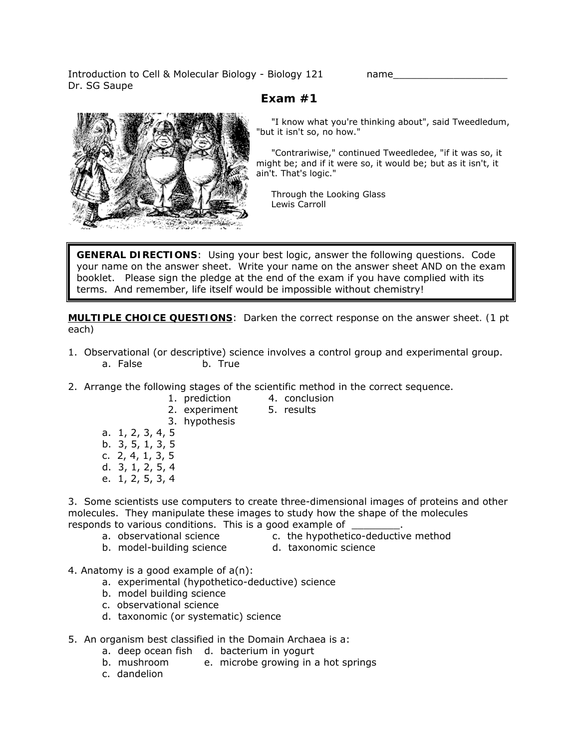Introduction to Cell & Molecular Biology - Biology 121 name____________________
Dr. SG Saupe

# Exam #1

"I know what you're thinking about", said Tweedledum, "but it isn't so, no how."

"Contrariwise," continued Tweedledee, "if it was so, it might be; and if it were so, it would be; but as it isn't, it ain't. That's logic."

Through the Looking Glass
Lewis Carroll

**GENERAL DIRECTIONS**: Using your best logic, answer the following questions. Code your name on the answer sheet. Write your name on the answer sheet AND on the exam booklet. Please sign the pledge at the end of the exam if you have complied with its terms. And remember, life itself would be impossible without chemistry!

**MULTIPLE CHOICE QUESTIONS**: Darken the correct response on the answer sheet. (1 pt each)

1. Observational (or descriptive) science involves a control group and experimental group.
   a. False   b. True

2. Arrange the following stages of the scientific method in the correct sequence.
   1. prediction
   2. experiment
   3. hypothesis
   4. conclusion
   5. results

   a. 1, 2, 3, 4, 5
   b. 3, 5, 1, 3, 5
   c. 2, 4, 1, 3, 5
   d. 3, 1, 2, 5, 4
   e. 1, 2, 5, 3, 4

3. Some scientists use computers to create three-dimensional images of proteins and other molecules. They manipulate these images to study how the shape of the molecules responds to various conditions. This is a good example of ________.
   a. observational science
   b. model-building science
   c. the hypothetico-deductive method
   d. taxonomic science

4. Anatomy is a good example of a(n):
   a. experimental (hypothetico-deductive) science
   b. model building science
   c. observational science
   d. taxonomic (or systematic) science

5. An organism best classified in the Domain Archaea is a:
   a. deep ocean fish
   b. mushroom
   c. dandelion
   d. bacterium in yogurt
   e. microbe growing in a hot springs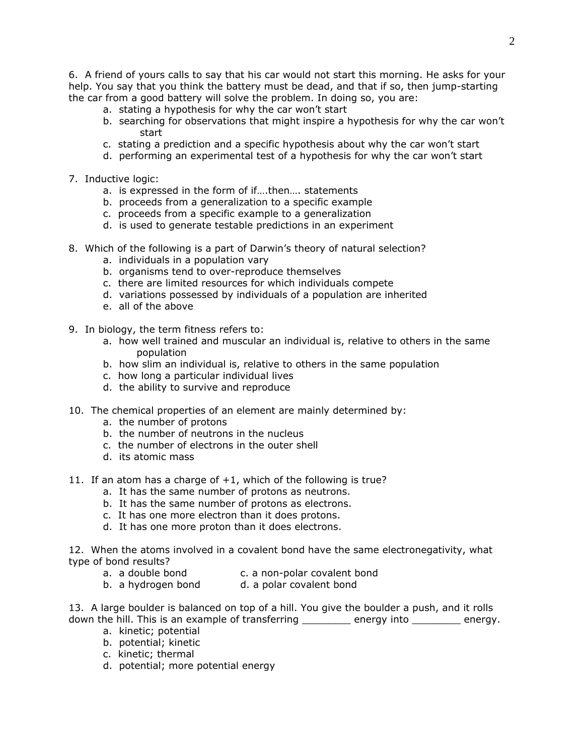6. A friend of yours calls to say that his car would not start this morning. He asks for your help. You say that you think the battery must be dead, and that if so, then jump-starting the car from a good battery will solve the problem. In doing so, you are:

  a. stating a hypothesis for why the car won't start
  b. searching for observations that might inspire a hypothesis for why the car won't start
  c. stating a prediction and a specific hypothesis about why the car won't start
  d. performing an experimental test of a hypothesis for why the car won't start

7. Inductive logic:

  a. is expressed in the form of if….then…. statements
  b. proceeds from a generalization to a specific example
  c. proceeds from a specific example to a generalization
  d. is used to generate testable predictions in an experiment

8. Which of the following is a part of Darwin's theory of natural selection?

  a. individuals in a population vary
  b. organisms tend to over-reproduce themselves
  c. there are limited resources for which individuals compete
  d. variations possessed by individuals of a population are inherited
  e. all of the above

9. In biology, the term fitness refers to:

  a. how well trained and muscular an individual is, relative to others in the same population
  b. how slim an individual is, relative to others in the same population
  c. how long a particular individual lives
  d. the ability to survive and reproduce

10. The chemical properties of an element are mainly determined by:

  a. the number of protons
  b. the number of neutrons in the nucleus
  c. the number of electrons in the outer shell
  d. its atomic mass

11. If an atom has a charge of +1, which of the following is true?

  a. It has the same number of protons as neutrons.
  b. It has the same number of protons as electrons.
  c. It has one more electron than it does protons.
  d. It has one more proton than it does electrons.

12. When the atoms involved in a covalent bond have the same electronegativity, what type of bond results?

  a. a double bond
  b. a hydrogen bond
  c. a non-polar covalent bond
  d. a polar covalent bond

13. A large boulder is balanced on top of a hill. You give the boulder a push, and it rolls down the hill. This is an example of transferring ________ energy into ________ energy.

  a. kinetic; potential
  b. potential; kinetic
  c. kinetic; thermal
  d. potential; more potential energy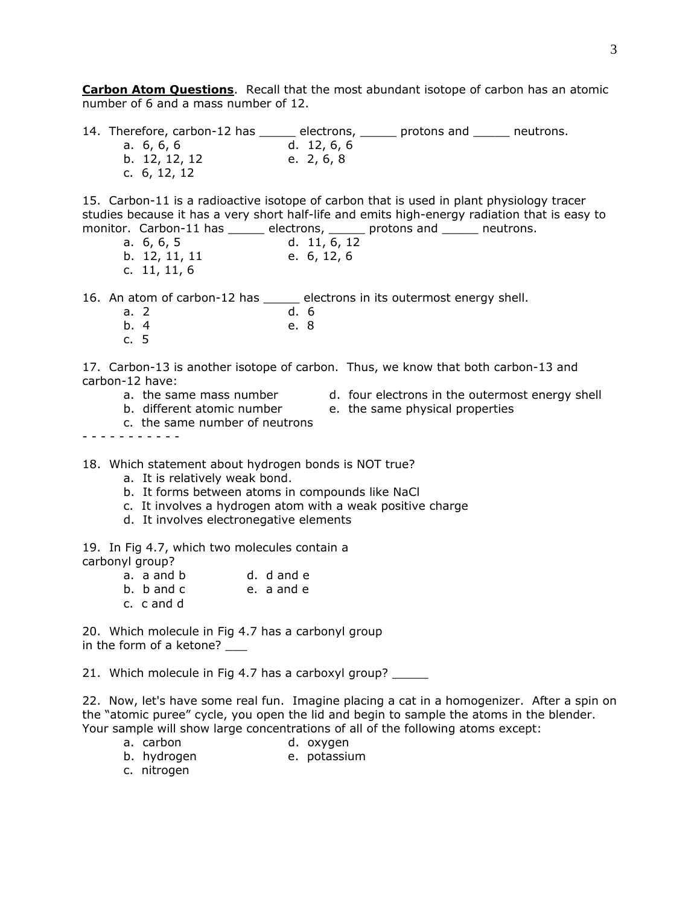**<u>Carbon Atom Questions</u>**. Recall that the most abundant isotope of carbon has an atomic number of 6 and a mass number of 12.

14. Therefore, carbon-12 has _____ electrons, _____ protons and _____ neutrons.
    - a. 6, 6, 6
    - b. 12, 12, 12
    - c. 6, 12, 12
    - d. 12, 6, 6
    - e. 2, 6, 8

15. Carbon-11 is a radioactive isotope of carbon that is used in plant physiology tracer studies because it has a very short half-life and emits high-energy radiation that is easy to monitor. Carbon-11 has _____ electrons, _____ protons and _____ neutrons.
    - a. 6, 6, 5
    - b. 12, 11, 11
    - c. 11, 11, 6
    - d. 11, 6, 12
    - e. 6, 12, 6

16. An atom of carbon-12 has _____ electrons in its outermost energy shell.
    - a. 2
    - b. 4
    - c. 5
    - d. 6
    - e. 8

17. Carbon-13 is another isotope of carbon. Thus, we know that both carbon-13 and carbon-12 have:
    - a. the same mass number
    - b. different atomic number
    - c. the same number of neutrons
    - d. four electrons in the outermost energy shell
    - e. the same physical properties

\- - - - - - - - - - -

18. Which statement about hydrogen bonds is NOT true?
    - a. It is relatively weak bond.
    - b. It forms between atoms in compounds like NaCl
    - c. It involves a hydrogen atom with a weak positive charge
    - d. It involves electronegative elements

19. In Fig 4.7, which two molecules contain a carbonyl group?
    - a. a and b
    - b. b and c
    - c. c and d
    - d. d and e
    - e. a and e

20. Which molecule in Fig 4.7 has a carbonyl group in the form of a ketone? ___

21. Which molecule in Fig 4.7 has a carboxyl group? _____

22. Now, let's have some real fun. Imagine placing a cat in a homogenizer. After a spin on the "atomic puree" cycle, you open the lid and begin to sample the atoms in the blender. Your sample will show large concentrations of all of the following atoms except:
    - a. carbon
    - b. hydrogen
    - c. nitrogen
    - d. oxygen
    - e. potassium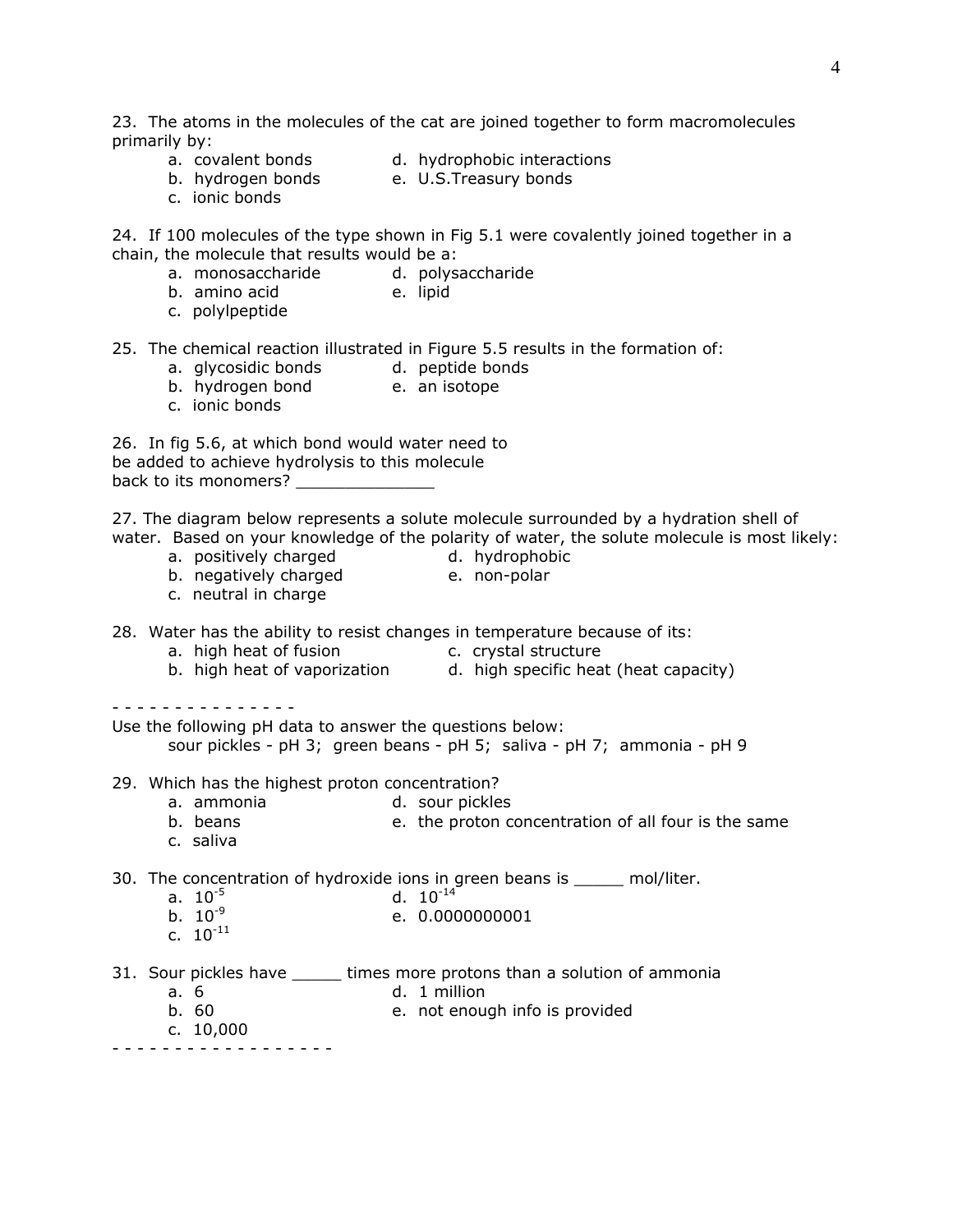23. The atoms in the molecules of the cat are joined together to form macromolecules primarily by:

a. covalent bonds
b. hydrogen bonds
c. ionic bonds
d. hydrophobic interactions
e. U.S.Treasury bonds

24. If 100 molecules of the type shown in Fig 5.1 were covalently joined together in a chain, the molecule that results would be a:

a. monosaccharide
b. amino acid
c. polylpeptide
d. polysaccharide
e. lipid

25. The chemical reaction illustrated in Figure 5.5 results in the formation of:

a. glycosidic bonds
b. hydrogen bond
c. ionic bonds
d. peptide bonds
e. an isotope

26. In fig 5.6, at which bond would water need to be added to achieve hydrolysis to this molecule back to its monomers? ______________

27. The diagram below represents a solute molecule surrounded by a hydration shell of water. Based on your knowledge of the polarity of water, the solute molecule is most likely:

a. positively charged
b. negatively charged
c. neutral in charge
d. hydrophobic
e. non-polar

28. Water has the ability to resist changes in temperature because of its:

a. high heat of fusion
b. high heat of vaporization
c. crystal structure
d. high specific heat (heat capacity)

- - - - - - - - - - - - - - -

Use the following pH data to answer the questions below:
sour pickles - pH 3; green beans - pH 5; saliva - pH 7; ammonia - pH 9

29. Which has the highest proton concentration?

a. ammonia
b. beans
c. saliva
d. sour pickles
e. the proton concentration of all four is the same

30. The concentration of hydroxide ions in green beans is _____ mol/liter.

a. $10^{-5}$
b. $10^{-9}$
c. $10^{-11}$
d. $10^{-14}$
e. 0.0000000001

31. Sour pickles have _____ times more protons than a solution of ammonia

a. 6
b. 60
c. 10,000
d. 1 million
e. not enough info is provided

- - - - - - - - - - - - - - - - -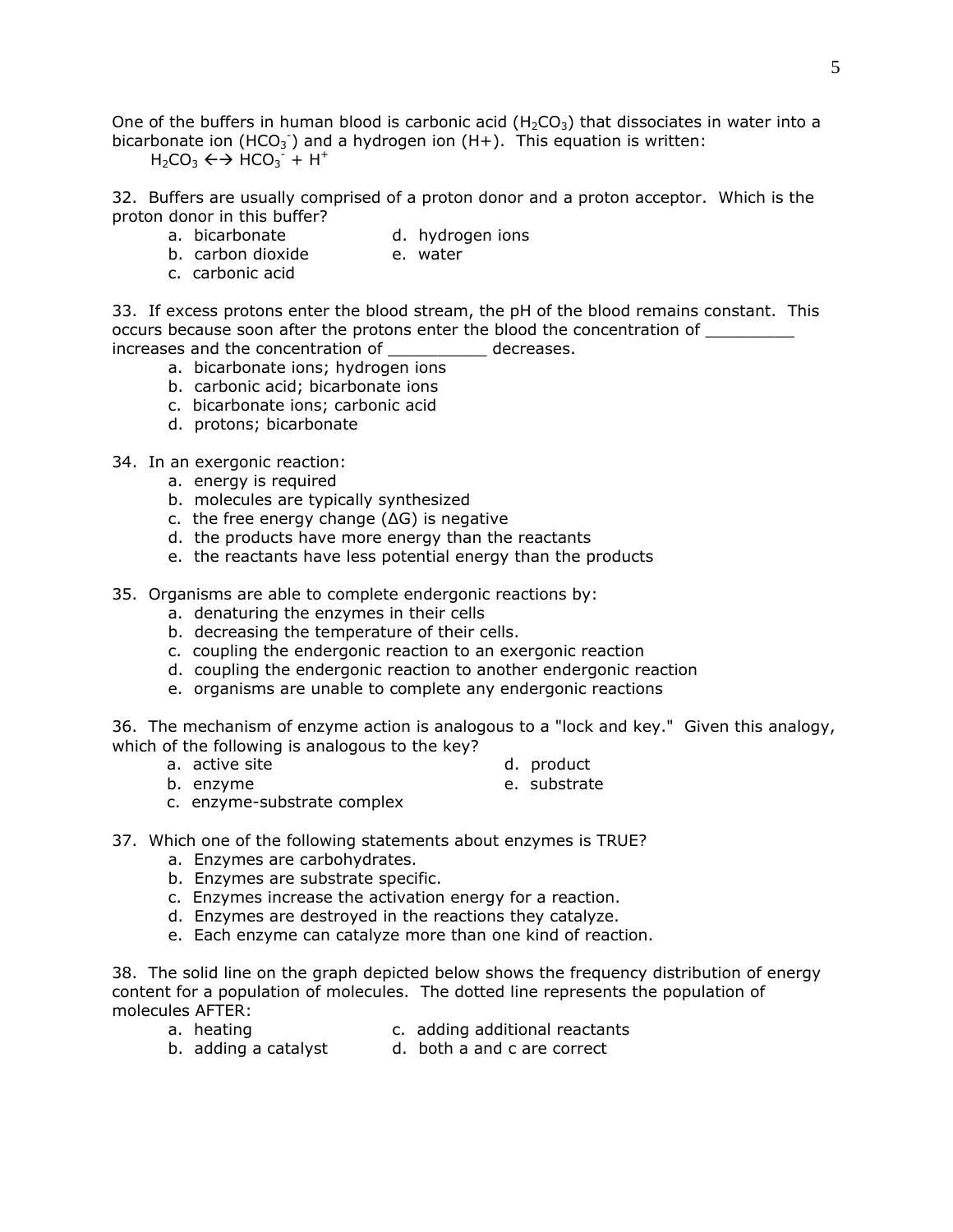One of the buffers in human blood is carbonic acid ($H_2CO_3$) that dissociates in water into a bicarbonate ion ($HCO_3^-$) and a hydrogen ion (H+). This equation is written:

$$H_2CO_3 \leftrightarrow HCO_3^- + H^+$$

32. Buffers are usually comprised of a proton donor and a proton acceptor. Which is the proton donor in this buffer?
    - a. bicarbonate
    - b. carbon dioxide
    - c. carbonic acid
    - d. hydrogen ions
    - e. water

33. If excess protons enter the blood stream, the pH of the blood remains constant. This occurs because soon after the protons enter the blood the concentration of _________ increases and the concentration of __________ decreases.
    - a. bicarbonate ions; hydrogen ions
    - b. carbonic acid; bicarbonate ions
    - c. bicarbonate ions; carbonic acid
    - d. protons; bicarbonate

34. In an exergonic reaction:
    - a. energy is required
    - b. molecules are typically synthesized
    - c. the free energy change ($\Delta G$) is negative
    - d. the products have more energy than the reactants
    - e. the reactants have less potential energy than the products

35. Organisms are able to complete endergonic reactions by:
    - a. denaturing the enzymes in their cells
    - b. decreasing the temperature of their cells.
    - c. coupling the endergonic reaction to an exergonic reaction
    - d. coupling the endergonic reaction to another endergonic reaction
    - e. organisms are unable to complete any endergonic reactions

36. The mechanism of enzyme action is analogous to a "lock and key." Given this analogy, which of the following is analogous to the key?
    - a. active site
    - b. enzyme
    - c. enzyme-substrate complex
    - d. product
    - e. substrate

37. Which one of the following statements about enzymes is TRUE?
    - a. Enzymes are carbohydrates.
    - b. Enzymes are substrate specific.
    - c. Enzymes increase the activation energy for a reaction.
    - d. Enzymes are destroyed in the reactions they catalyze.
    - e. Each enzyme can catalyze more than one kind of reaction.

38. The solid line on the graph depicted below shows the frequency distribution of energy content for a population of molecules. The dotted line represents the population of molecules AFTER:
    - a. heating
    - b. adding a catalyst
    - c. adding additional reactants
    - d. both a and c are correct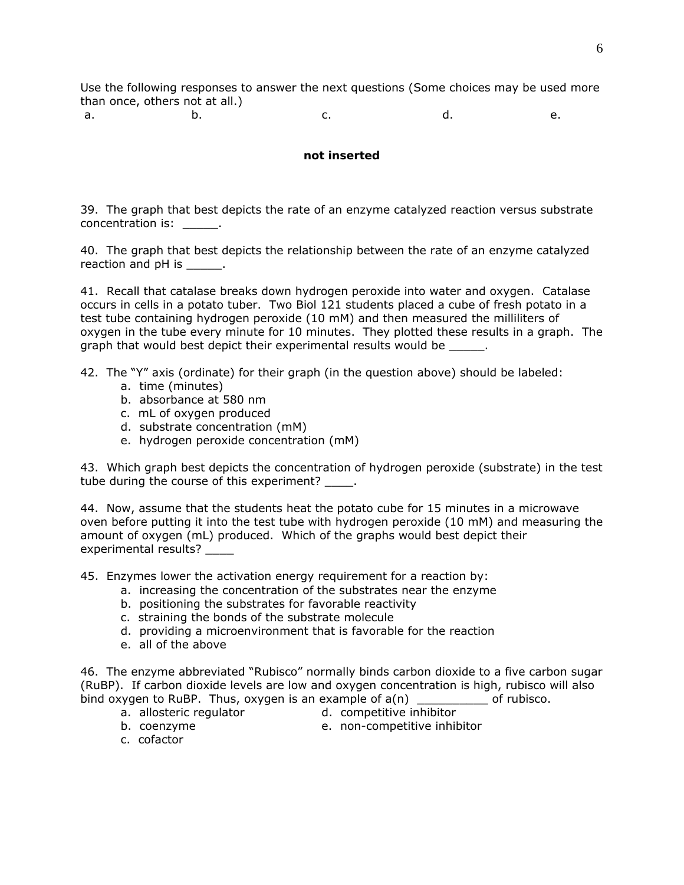Use the following responses to answer the next questions (Some choices may be used more than once, others not at all.)

a. b. c. d. e.

**not inserted**

39. The graph that best depicts the rate of an enzyme catalyzed reaction versus substrate concentration is: _____.

40. The graph that best depicts the relationship between the rate of an enzyme catalyzed reaction and pH is _____.

41. Recall that catalase breaks down hydrogen peroxide into water and oxygen. Catalase occurs in cells in a potato tuber. Two Biol 121 students placed a cube of fresh potato in a test tube containing hydrogen peroxide (10 mM) and then measured the milliliters of oxygen in the tube every minute for 10 minutes. They plotted these results in a graph. The graph that would best depict their experimental results would be _____.

42. The "Y" axis (ordinate) for their graph (in the question above) should be labeled:
   a. time (minutes)
   b. absorbance at 580 nm
   c. mL of oxygen produced
   d. substrate concentration (mM)
   e. hydrogen peroxide concentration (mM)

43. Which graph best depicts the concentration of hydrogen peroxide (substrate) in the test tube during the course of this experiment? ____.

44. Now, assume that the students heat the potato cube for 15 minutes in a microwave oven before putting it into the test tube with hydrogen peroxide (10 mM) and measuring the amount of oxygen (mL) produced. Which of the graphs would best depict their experimental results? ____

45. Enzymes lower the activation energy requirement for a reaction by:
   a. increasing the concentration of the substrates near the enzyme
   b. positioning the substrates for favorable reactivity
   c. straining the bonds of the substrate molecule
   d. providing a microenvironment that is favorable for the reaction
   e. all of the above

46. The enzyme abbreviated "Rubisco" normally binds carbon dioxide to a five carbon sugar (RuBP). If carbon dioxide levels are low and oxygen concentration is high, rubisco will also bind oxygen to RuBP. Thus, oxygen is an example of a(n) __________ of rubisco.
   a. allosteric regulator
   b. coenzyme
   c. cofactor
   d. competitive inhibitor
   e. non-competitive inhibitor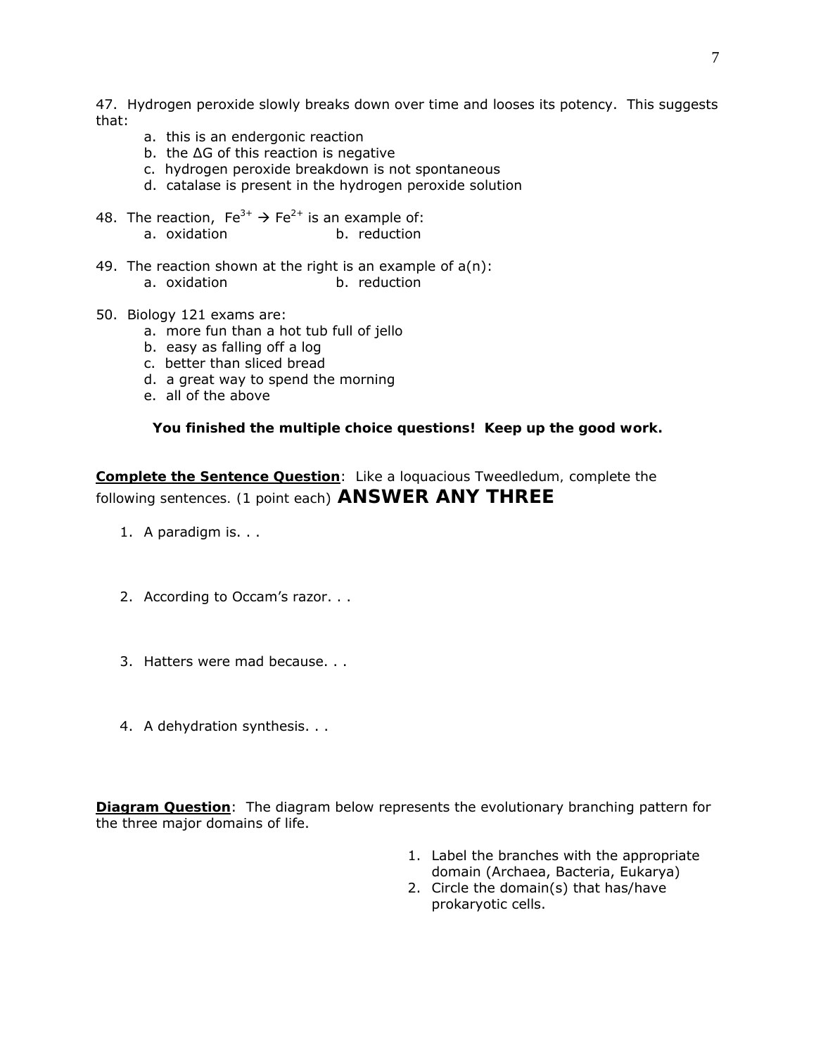47. Hydrogen peroxide slowly breaks down over time and looses its potency. This suggests that:

   a. this is an endergonic reaction
   b. the ΔG of this reaction is negative
   c. hydrogen peroxide breakdown is not spontaneous
   d. catalase is present in the hydrogen peroxide solution

48. The reaction, $Fe^{3+} \rightarrow Fe^{2+}$ is an example of:

   a. oxidation    b. reduction

49. The reaction shown at the right is an example of a(n):

   a. oxidation    b. reduction

50. Biology 121 exams are:

   a. more fun than a hot tub full of jello
   b. easy as falling off a log
   c. better than sliced bread
   d. a great way to spend the morning
   e. all of the above

**You finished the multiple choice questions! Keep up the good work.**

**Complete the Sentence Question**: Like a loquacious Tweedledum, complete the following sentences. (1 point each) **ANSWER ANY THREE**

1. A paradigm is. . .

2. According to Occam's razor. . .

3. Hatters were mad because. . .

4. A dehydration synthesis. . .

**Diagram Question**: The diagram below represents the evolutionary branching pattern for the three major domains of life.

1. Label the branches with the appropriate domain (Archaea, Bacteria, Eukarya)
2. Circle the domain(s) that has/have prokaryotic cells.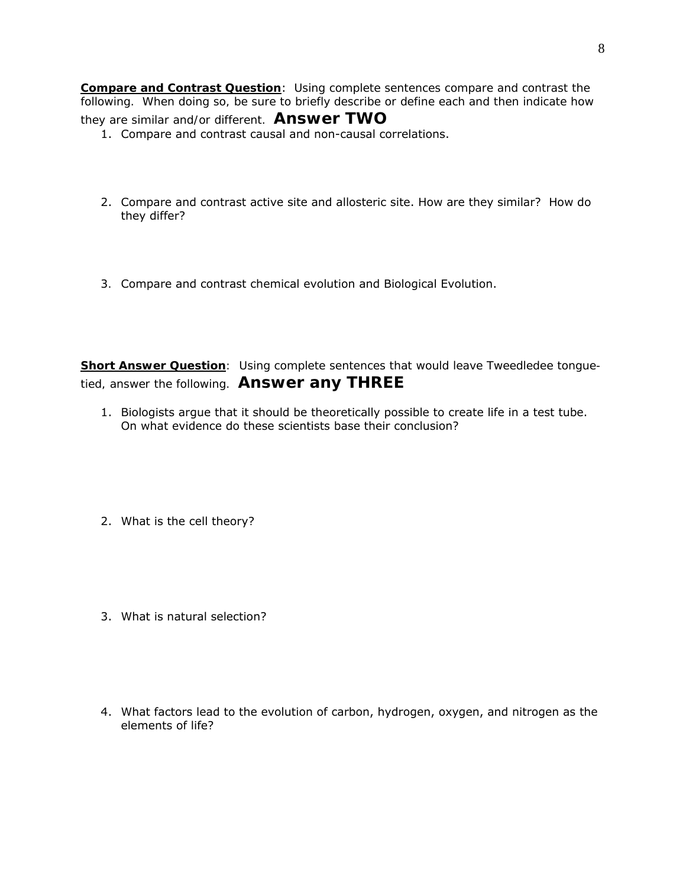**<u>Compare and Contrast Question</u>**: Using complete sentences compare and contrast the following. When doing so, be sure to briefly describe or define each and then indicate how they are similar and/or different. **Answer TWO**

1. Compare and contrast causal and non-causal correlations.

2. Compare and contrast active site and allosteric site. How are they similar? How do they differ?

3. Compare and contrast chemical evolution and Biological Evolution.

**<u>Short Answer Question</u>**: Using complete sentences that would leave Tweedledee tongue-tied, answer the following. **Answer any THREE**

1. Biologists argue that it should be theoretically possible to create life in a test tube. On what evidence do these scientists base their conclusion?

2. What is the cell theory?

3. What is natural selection?

4. What factors lead to the evolution of carbon, hydrogen, oxygen, and nitrogen as the elements of life?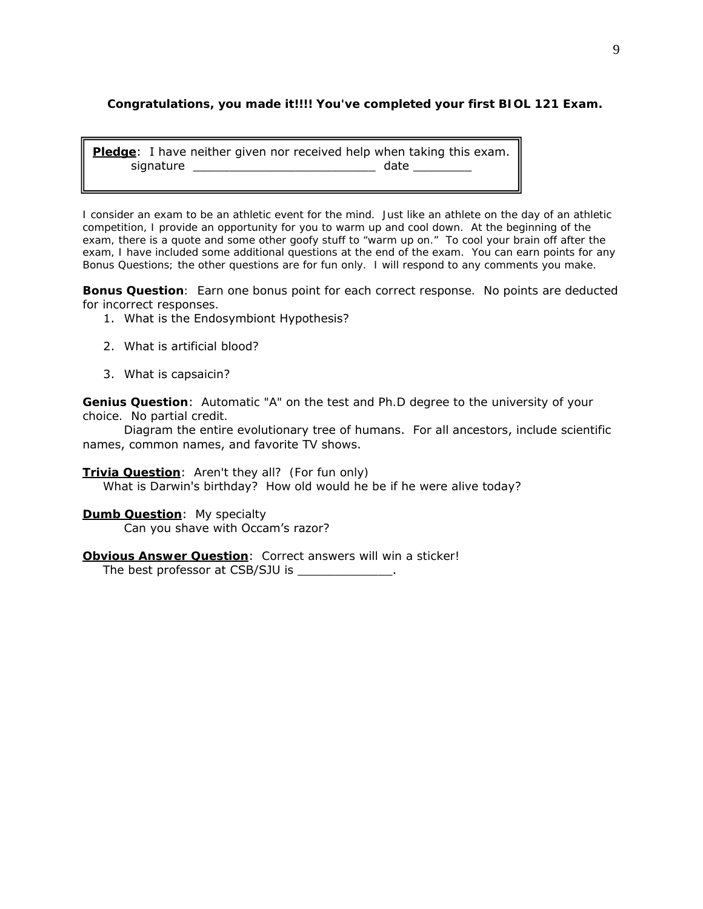**Congratulations, you made it!!!! You've completed your first BIOL 121 Exam.**

> **Pledge**: I have neither given nor received help when taking this exam.
> signature ___________________________ date _________

I consider an exam to be an athletic event for the mind. Just like an athlete on the day of an athletic competition, I provide an opportunity for you to warm up and cool down. At the beginning of the exam, there is a quote and some other goofy stuff to "warm up on." To cool your brain off after the exam, I have included some additional questions at the end of the exam. You can earn points for any Bonus Questions; the other questions are for fun only. I will respond to any comments you make.

**Bonus Question**: Earn one bonus point for each correct response. No points are deducted for incorrect responses.

1. What is the Endosymbiont Hypothesis?
2. What is artificial blood?
3. What is capsaicin?

**Genius Question**: Automatic "A" on the test and Ph.D degree to the university of your choice. No partial credit.

Diagram the entire evolutionary tree of humans. For all ancestors, include scientific names, common names, and favorite TV shows.

**Trivia Question**: Aren't they all? (For fun only)

What is Darwin's birthday? How old would he be if he were alive today?

**Dumb Question**: My specialty

Can you shave with Occam's razor?

**Obvious Answer Question**: Correct answers will win a sticker!

The best professor at CSB/SJU is ______________.